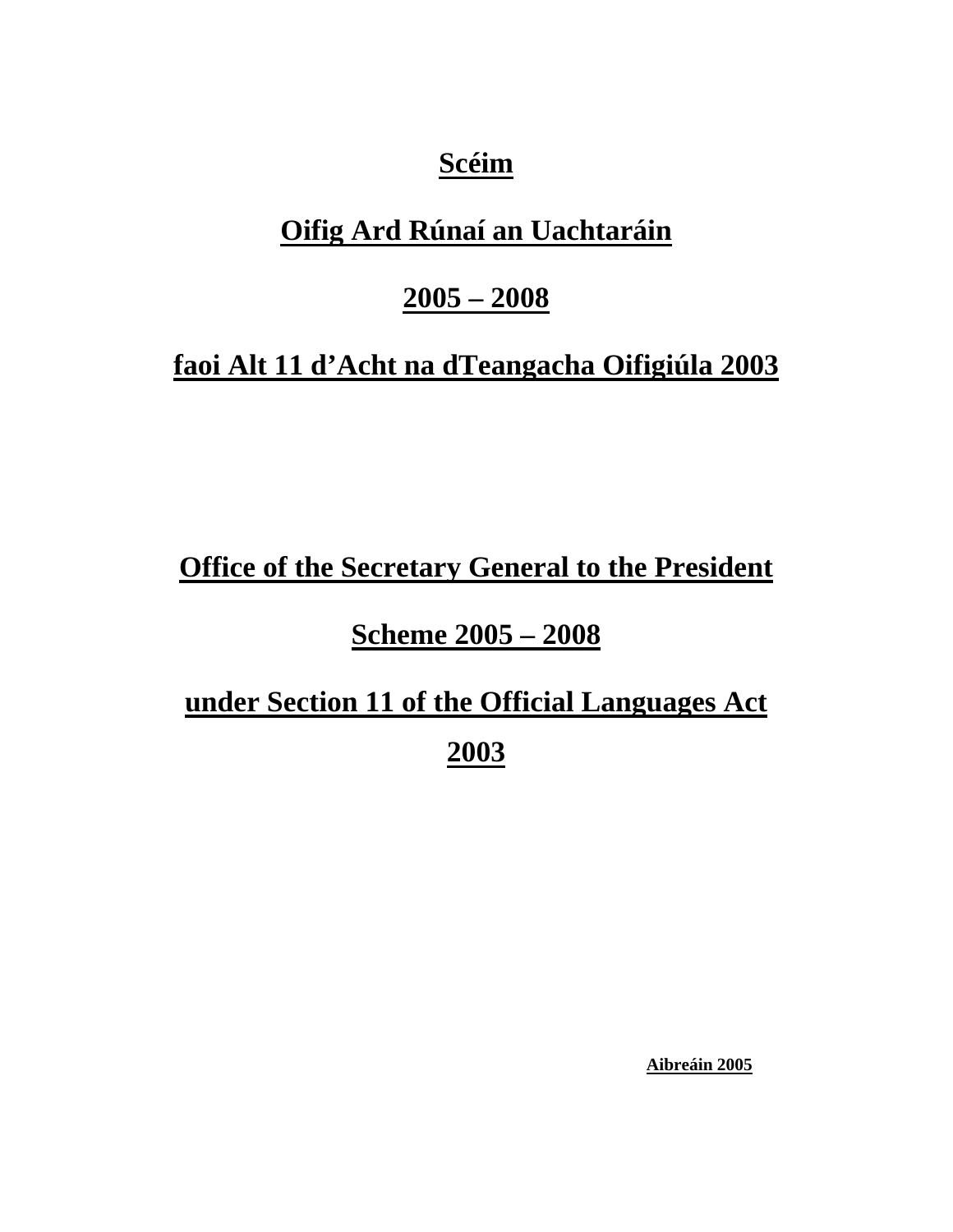# Scéim

# Oifig Ard Rúnaí an Uachtaráin

# 2005 – 2008

# faoi Alt 11 d'Acht na dTeangacha Oifigiúla 2003

# Office of the Secretary General to the President

# Scheme 2005 – 2008

# under Section 11 of the Official Languages Act 2003

**Aibreáin 2005**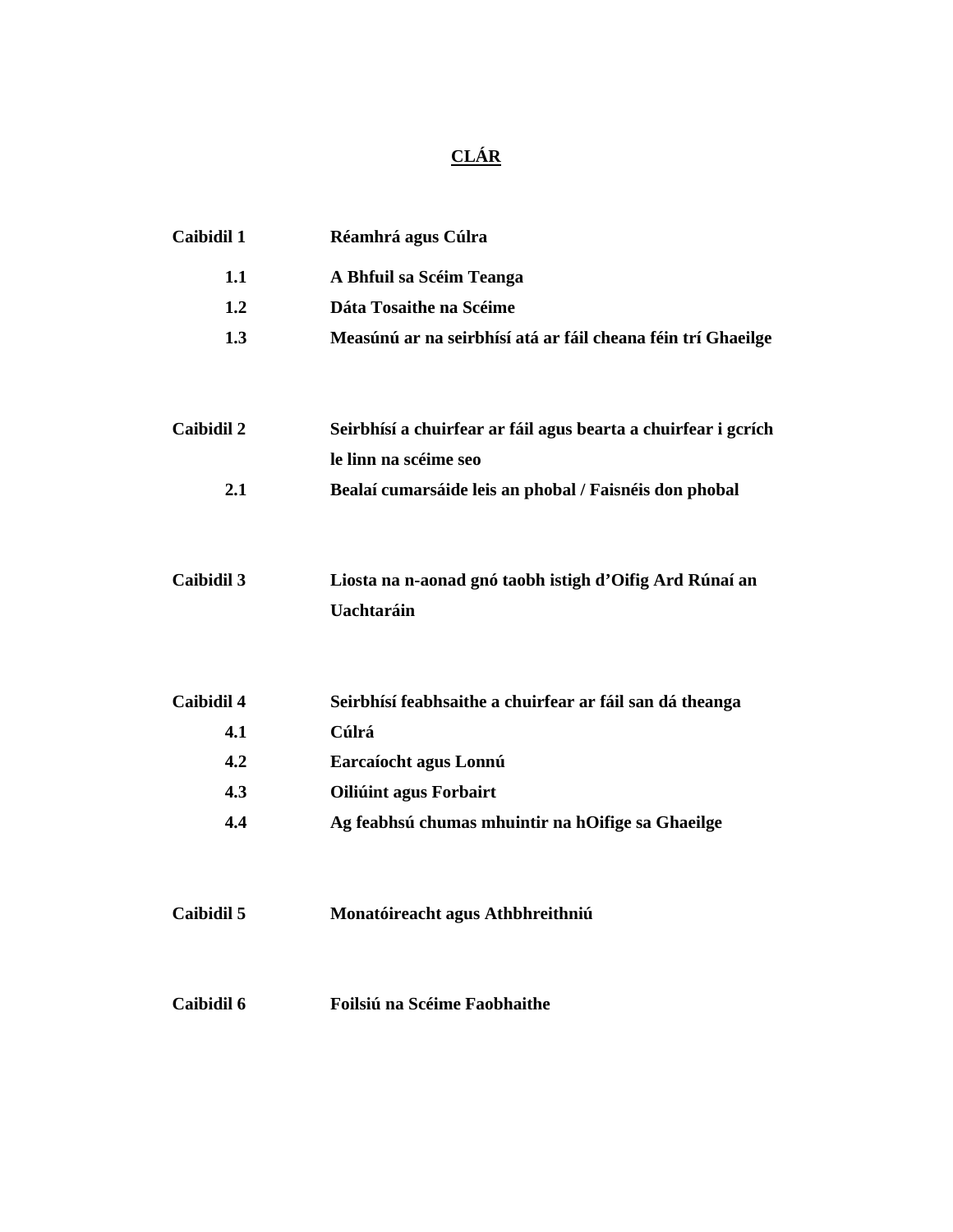# CLÁR

| | |
|---|---|
| **Caibidil 1** | **Réamhrá agus Cúlra** |
| **1.1** | **A Bhfuil sa Scéim Teanga** |
| **1.2** | **Dáta Tosaithe na Scéime** |
| **1.3** | **Measúnú ar na seirbhísí atá ar fáil cheana féin trí Ghaeilge** |
| **Caibidil 2** | **Seirbhísí a chuirfear ar fáil agus bearta a chuirfear i gcrích le linn na scéime seo** |
| **2.1** | **Bealaí cumarsáide leis an phobal / Faisnéis don phobal** |
| **Caibidil 3** | **Liosta na n-aonad gnó taobh istigh d'Oifig Ard Rúnaí an Uachtaráin** |
| **Caibidil 4** | **Seirbhísí feabhsaithe a chuirfear ar fáil san dá theanga** |
| **4.1** | **Cúlrá** |
| **4.2** | **Earcaíocht agus Lonnú** |
| **4.3** | **Oiliúint agus Forbairt** |
| **4.4** | **Ag feabhsú chumas mhuintir na hOifige sa Ghaeilge** |
| **Caibidil 5** | **Monatóireacht agus Athbhreithniú** |
| **Caibidil 6** | **Foilsiú na Scéime Faobhaithe** |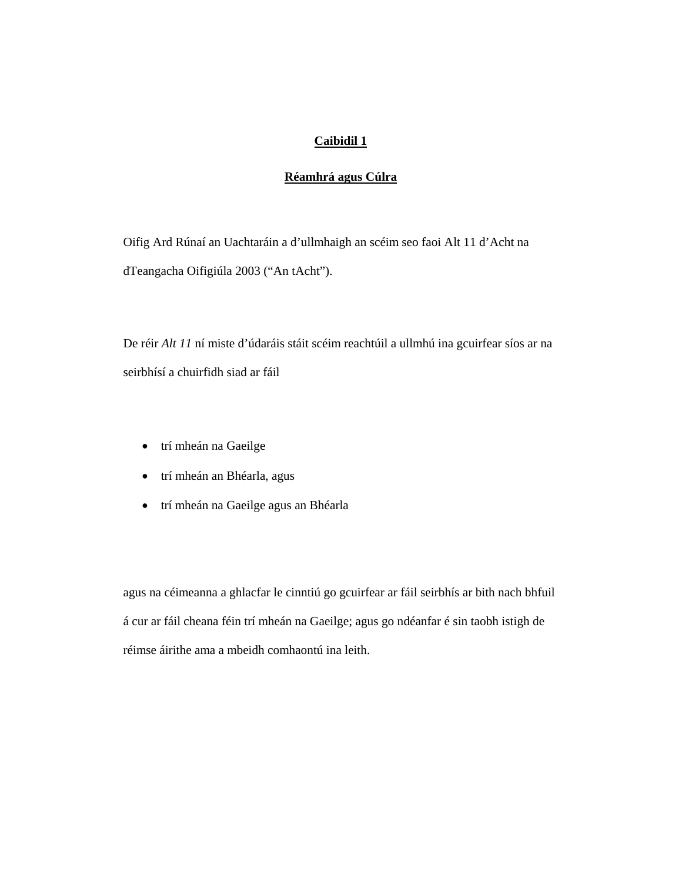## Caibidil 1

## Réamhrá agus Cúlra

Oifig Ard Rúnaí an Uachtaráin a d'ullmhaigh an scéim seo faoi Alt 11 d'Acht na dTeangacha Oifigiúla 2003 ("An tAcht").

De réir *Alt 11* ní miste d'údaráis stáit scéim reachtúil a ullmhú ina gcuirfear síos ar na seirbhísí a chuirfidh siad ar fáil

- trí mheán na Gaeilge
- trí mheán an Bhéarla, agus
- trí mheán na Gaeilge agus an Bhéarla

agus na céimeanna a ghlacfar le cinntiú go gcuirfear ar fáil seirbhís ar bith nach bhfuil á cur ar fáil cheana féin trí mheán na Gaeilge; agus go ndéanfar é sin taobh istigh de réimse áirithe ama a mbeidh comhaontú ina leith.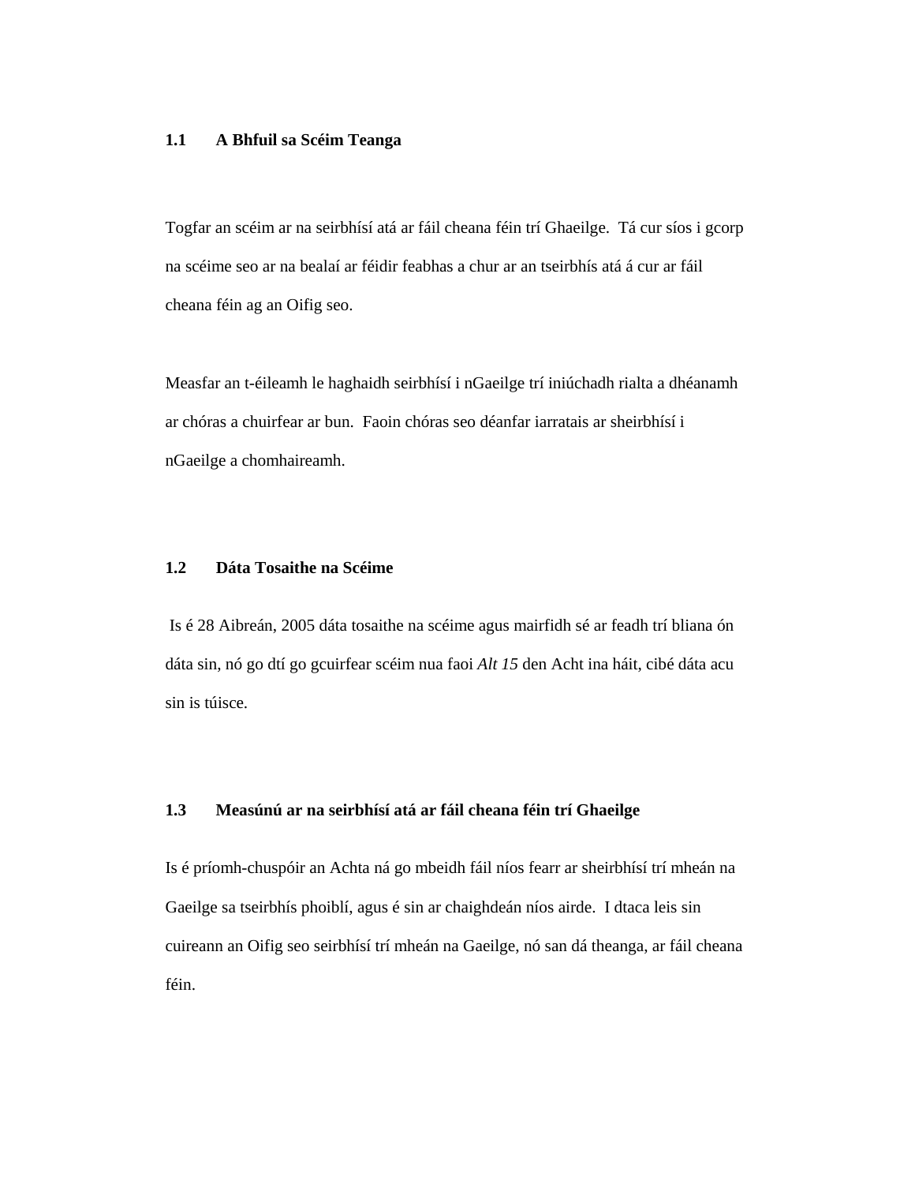### 1.1 A Bhfuil sa Scéim Teanga

Togfar an scéim ar na seirbhísí atá ar fáil cheana féin trí Ghaeilge. Tá cur síos i gcorp na scéime seo ar na bealaí ar féidir feabhas a chur ar an tseirbhís atá á cur ar fáil cheana féin ag an Oifig seo.

Measfar an t-éileamh le haghaidh seirbhísí i nGaeilge trí iniúchadh rialta a dhéanamh ar chóras a chuirfear ar bun. Faoin chóras seo déanfar iarratais ar sheirbhísí i nGaeilge a chomhaireamh.

### 1.2 Dáta Tosaithe na Scéime

Is é 28 Aibreán, 2005 dáta tosaithe na scéime agus mairfidh sé ar feadh trí bliana ón dáta sin, nó go dtí go gcuirfear scéim nua faoi *Alt 15* den Acht ina háit, cibé dáta acu sin is túisce.

### 1.3 Measúnú ar na seirbhísí atá ar fáil cheana féin trí Ghaeilge

Is é príomh-chuspóir an Achta ná go mbeidh fáil níos fearr ar sheirbhísí trí mheán na Gaeilge sa tseirbhís phoiblí, agus é sin ar chaighdeán níos airde. I dtaca leis sin cuireann an Oifig seo seirbhísí trí mheán na Gaeilge, nó san dá theanga, ar fáil cheana féin.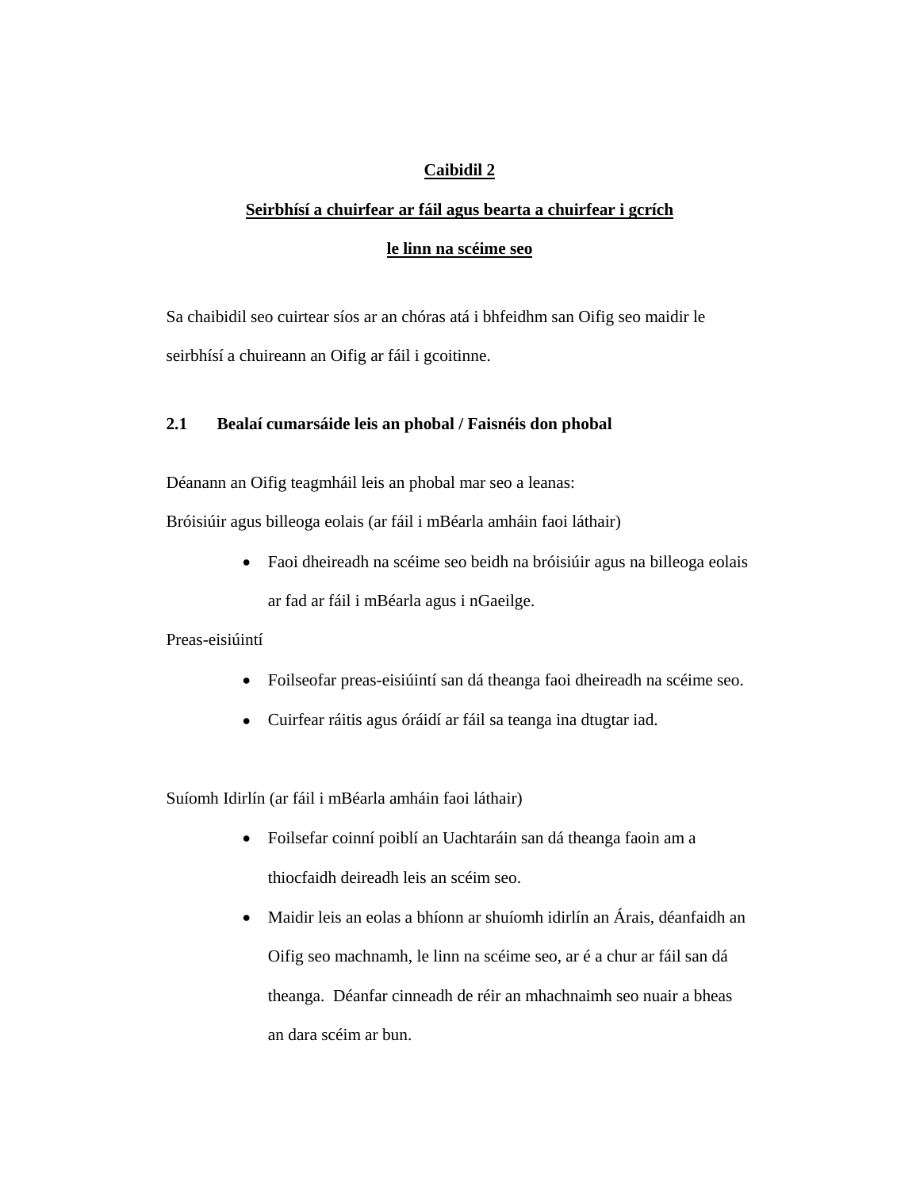# Caibidil 2

## Seirbhísí a chuirfear ar fáil agus bearta a chuirfear i gcrích le linn na scéime seo

Sa chaibidil seo cuirtear síos ar an chóras atá i bhfeidhm san Oifig seo maidir le seirbhísí a chuireann an Oifig ar fáil i gcoitinne.

### 2.1 Bealaí cumarsáide leis an phobal / Faisnéis don phobal

Déanann an Oifig teagmháil leis an phobal mar seo a leanas:

Bróisiúir agus billeoga eolais (ar fáil i mBéarla amháin faoi láthair)

- Faoi dheireadh na scéime seo beidh na bróisiúir agus na billeoga eolais ar fad ar fáil i mBéarla agus i nGaeilge.

Preas-eisiúintí

- Foilseofar preas-eisiúintí san dá theanga faoi dheireadh na scéime seo.
- Cuirfear ráitis agus óráidí ar fáil sa teanga ina dtugtar iad.

Suíomh Idirlín (ar fáil i mBéarla amháin faoi láthair)

- Foilsefar coinní poiblí an Uachtaráin san dá theanga faoin am a thiocfaidh deireadh leis an scéim seo.
- Maidir leis an eolas a bhíonn ar shuíomh idirlín an Árais, déanfaidh an Oifig seo machnamh, le linn na scéime seo, ar é a chur ar fáil san dá theanga. Déanfar cinneadh de réir an mhachnaimh seo nuair a bheas an dara scéim ar bun.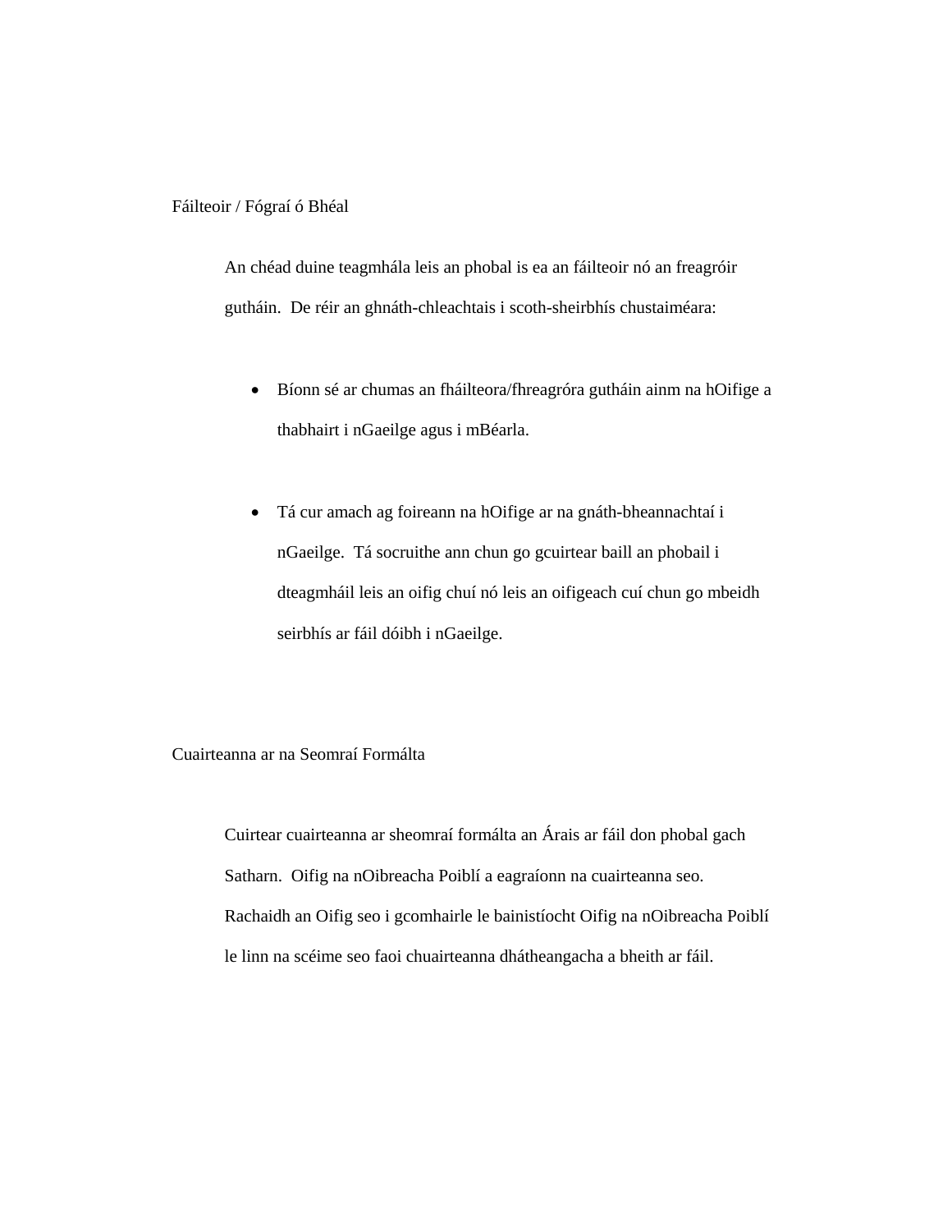## Fáilteoir / Fógraí ó Bhéal

An chéad duine teagmhála leis an phobal is ea an fáilteoir nó an freagróir gutháin. De réir an ghnáth-chleachtais i scoth-sheirbhís chustaiméara:

- Bíonn sé ar chumas an fháilteora/fhreagróra gutháin ainm na hOifige a thabhairt i nGaeilge agus i mBéarla.

- Tá cur amach ag foireann na hOifige ar na gnáth-bheannachtaí i nGaeilge. Tá socruithe ann chun go gcuirtear baill an phobail i dteagmháil leis an oifig chuí nó leis an oifigeach cuí chun go mbeidh seirbhís ar fáil dóibh i nGaeilge.

## Cuairteanna ar na Seomraí Formálta

Cuirtear cuairteanna ar sheomraí formálta an Árais ar fáil don phobal gach Satharn. Oifig na nOibreacha Poiblí a eagraíonn na cuairteanna seo. Rachaidh an Oifig seo i gcomhairle le bainistíocht Oifig na nOibreacha Poiblí le linn na scéime seo faoi chuairteanna dhátheangacha a bheith ar fáil.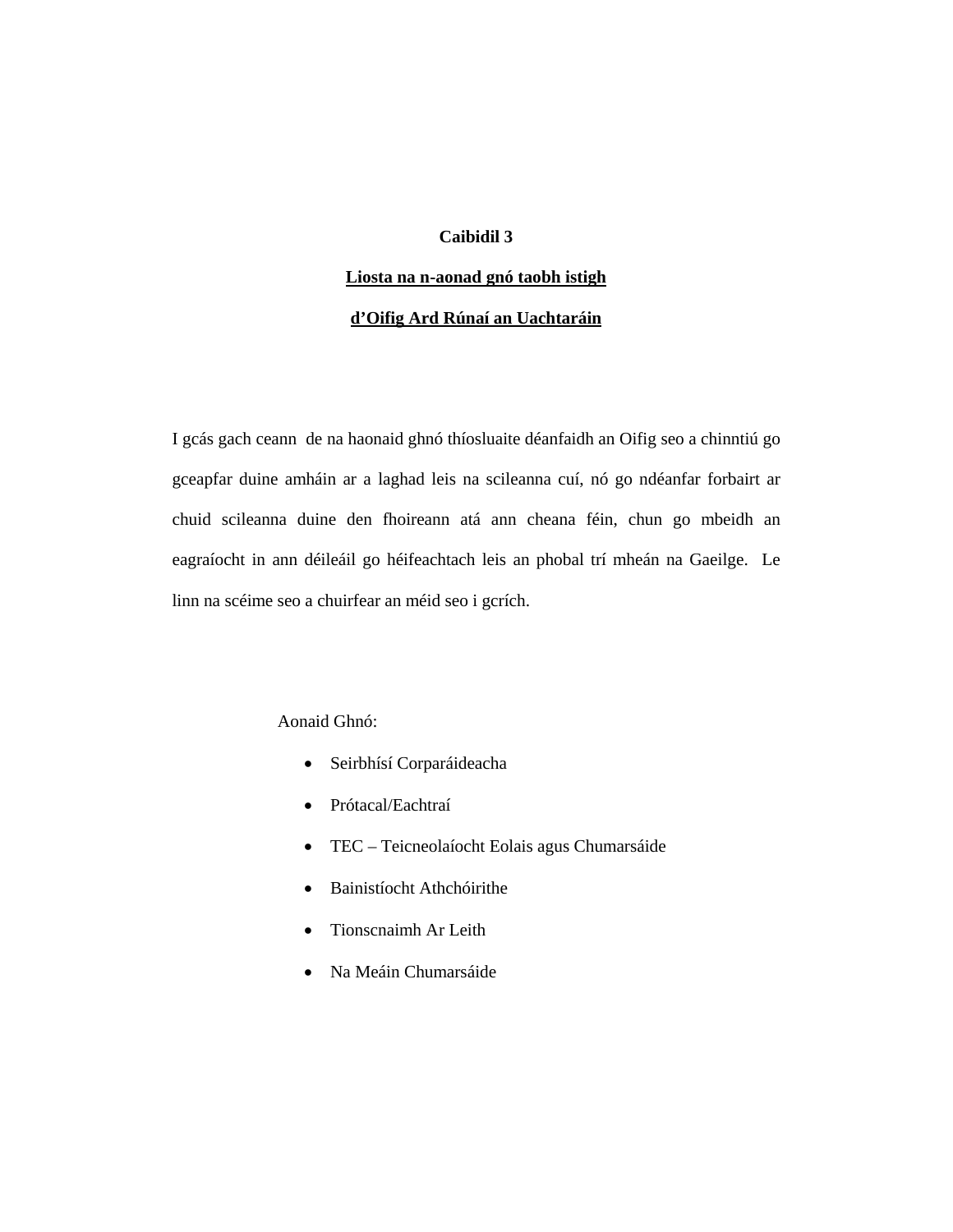# Caibidil 3

## Liosta na n-aonad gnó taobh istigh d'Oifig Ard Rúnaí an Uachtaráin

I gcás gach ceann de na haonaid ghnó thíosluaite déanfaidh an Oifig seo a chinntiú go gceapfar duine amháin ar a laghad leis na scileanna cuí, nó go ndéanfar forbairt ar chuid scileanna duine den fhoireann atá ann cheana féin, chun go mbeidh an eagraíocht in ann déileáil go héifeachtach leis an phobal trí mheán na Gaeilge. Le linn na scéime seo a chuirfear an méid seo i gcrích.

Aonaid Ghnó:

- Seirbhísí Corparáideacha
- Prótacal/Eachtraí
- TEC – Teicneolaíocht Eolais agus Chumarsáide
- Bainistíocht Athchóirithe
- Tionscnaimh Ar Leith
- Na Meáin Chumarsáide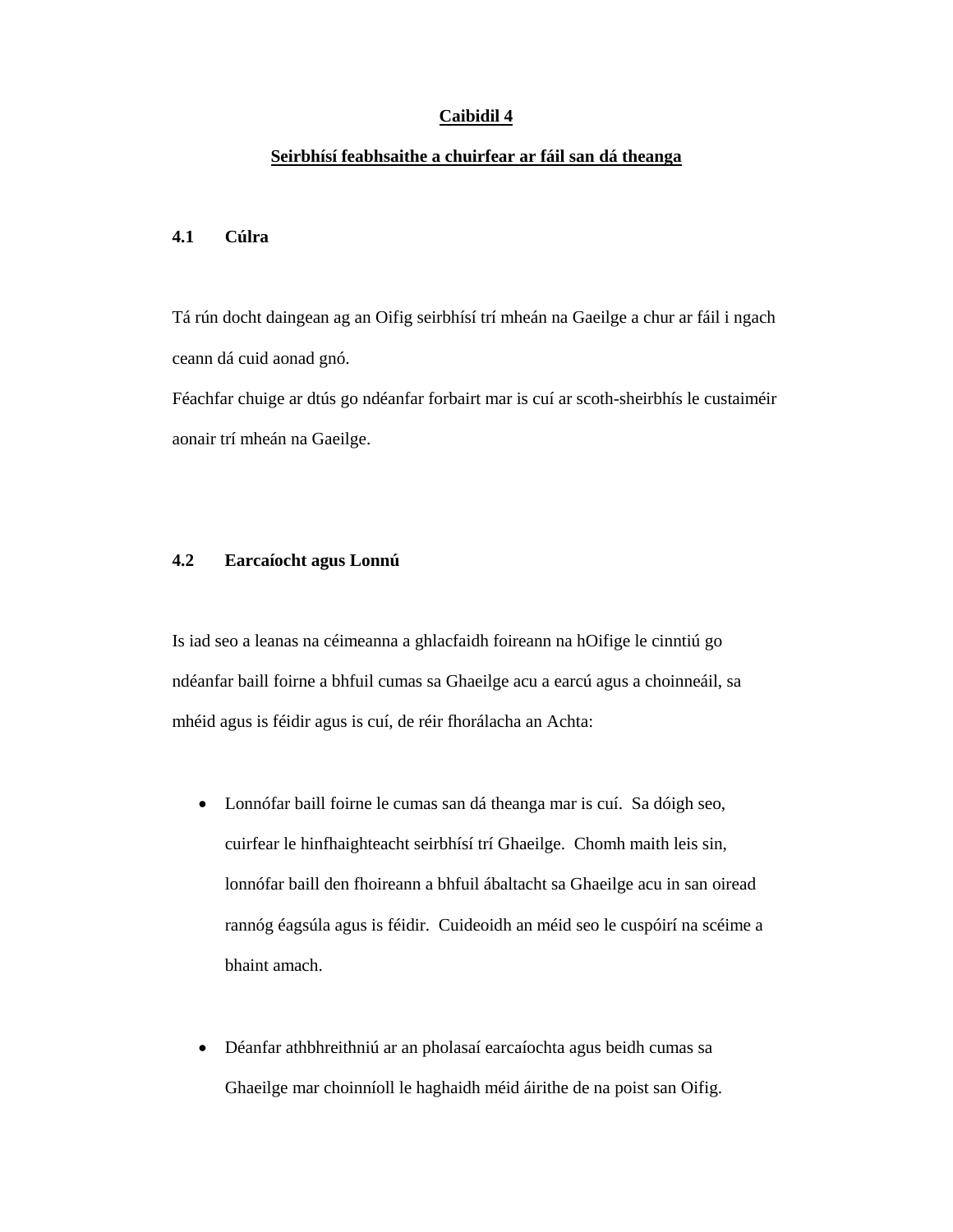# Caibidil 4

## Seirbhísí feabhsaithe a chuirfear ar fáil san dá theanga

### 4.1 Cúlra

Tá rún docht daingean ag an Oifig seirbhísí trí mheán na Gaeilge a chur ar fáil i ngach ceann dá cuid aonad gnó.
Féachfar chuige ar dtús go ndéanfar forbairt mar is cuí ar scoth-sheirbhís le custaiméir aonair trí mheán na Gaeilge.

### 4.2 Earcaíocht agus Lonnú

Is iad seo a leanas na céimeanna a ghlacfaidh foireann na hOifige le cinntiú go ndéanfar baill foirne a bhfuil cumas sa Ghaeilge acu a earcú agus a choinneáil, sa mhéid agus is féidir agus is cuí, de réir fhorálacha an Achta:

- Lonnófar baill foirne le cumas san dá theanga mar is cuí. Sa dóigh seo, cuirfear le hinfhaighteacht seirbhísí trí Ghaeilge. Chomh maith leis sin, lonnófar baill den fhoireann a bhfuil ábaltacht sa Ghaeilge acu in san oiread rannóg éagsúla agus is féidir. Cuideoidh an méid seo le cuspóirí na scéime a bhaint amach.

- Déanfar athbhreithniú ar an pholasaí earcaíochta agus beidh cumas sa Ghaeilge mar choinníoll le haghaidh méid áirithe de na poist san Oifig.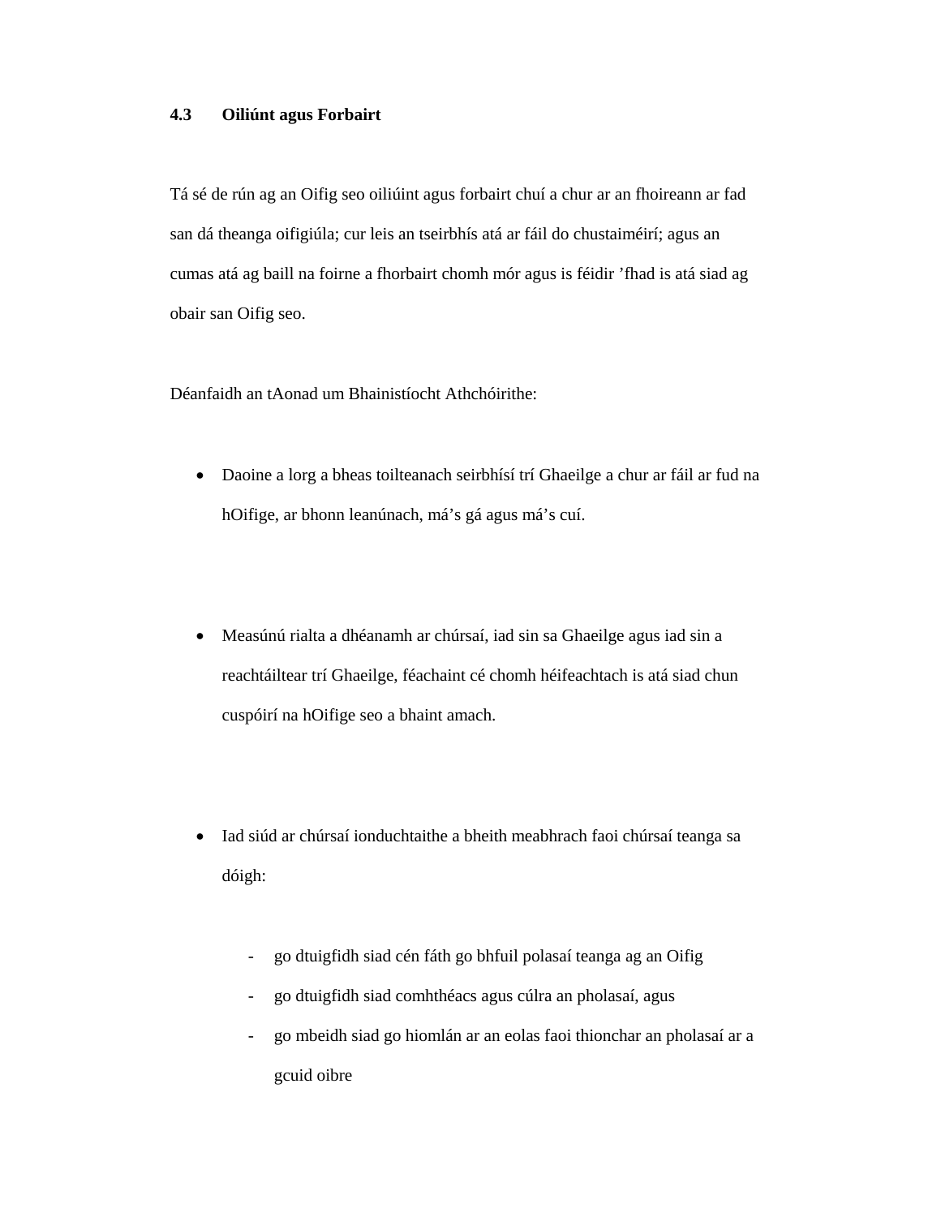### 4.3 Oiliúnt agus Forbairt

Tá sé de rún ag an Oifig seo oiliúint agus forbairt chuí a chur ar an fhoireann ar fad san dá theanga oifigiúla; cur leis an tseirbhís atá ar fáil do chustaiméirí; agus an cumas atá ag baill na foirne a fhorbairt chomh mór agus is féidir ’fhad is atá siad ag obair san Oifig seo.

Déanfaidh an tAonad um Bhainistíocht Athchóirithe:

- Daoine a lorg a bheas toilteanach seirbhísí trí Ghaeilge a chur ar fáil ar fud na hOifige, ar bhonn leanúnach, má’s gá agus má’s cuí.

- Measúnú rialta a dhéanamh ar chúrsaí, iad sin sa Ghaeilge agus iad sin a reachtáiltear trí Ghaeilge, féachaint cé chomh héifeachtach is atá siad chun cuspóirí na hOifige seo a bhaint amach.

- Iad siúd ar chúrsaí ionduchtaithe a bheith meabhrach faoi chúrsaí teanga sa dóigh:

    - go dtuigfidh siad cén fáth go bhfuil polasaí teanga ag an Oifig
    - go dtuigfidh siad comhthéacs agus cúlra an pholasaí, agus
    - go mbeidh siad go hiomlán ar an eolas faoi thionchar an pholasaí ar a gcuid oibre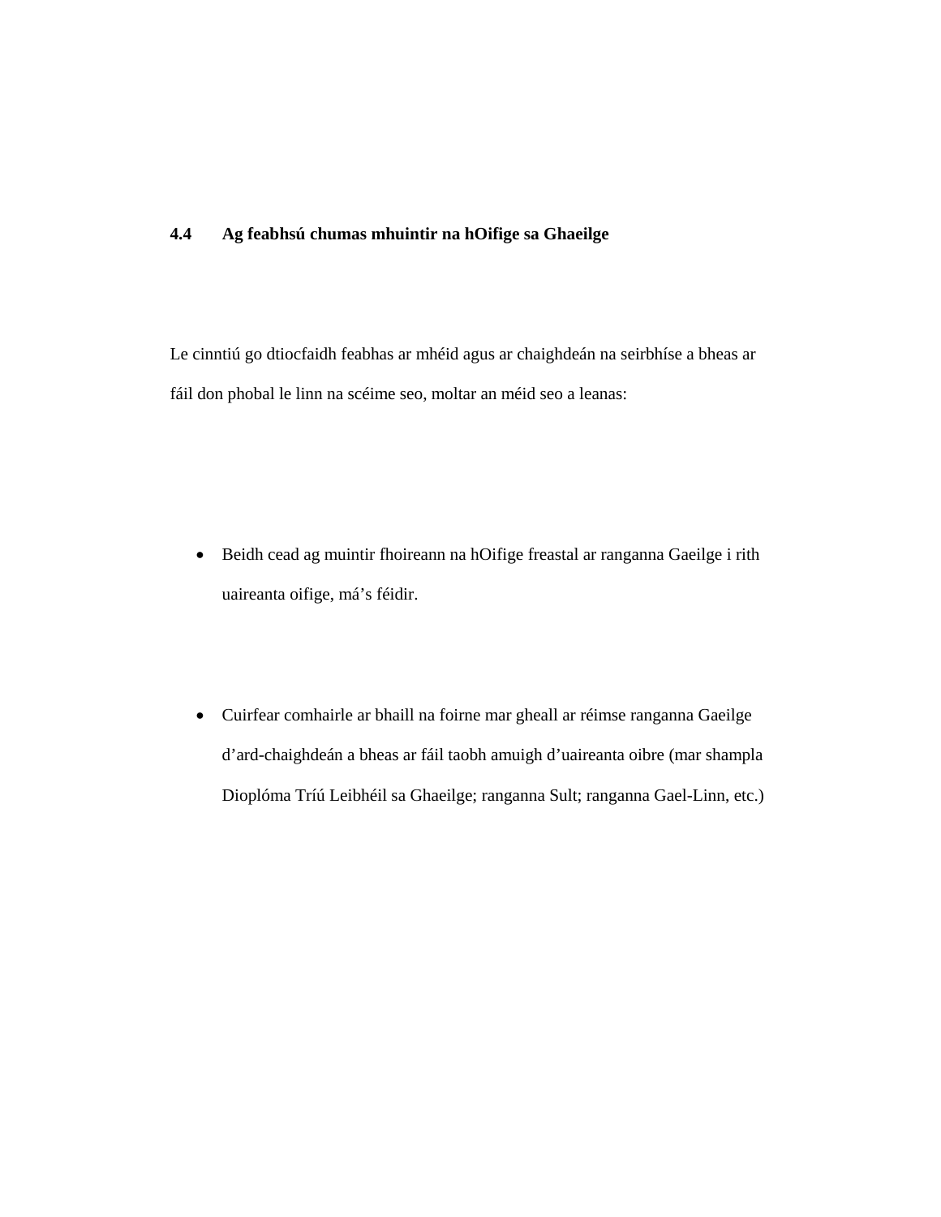## 4.4 Ag feabhsú chumas mhuintir na hOifige sa Ghaeilge

Le cinntiú go dtiocfaidh feabhas ar mhéid agus ar chaighdeán na seirbhíse a bheas ar fáil don phobal le linn na scéime seo, moltar an méid seo a leanas:

- Beidh cead ag muintir fhoireann na hOifige freastal ar ranganna Gaeilge i rith uaireanta oifige, má's féidir.

- Cuirfear comhairle ar bhaill na foirne mar gheall ar réimse ranganna Gaeilge d'ard-chaighdeán a bheas ar fáil taobh amuigh d'uaireanta oibre (mar shampla Dioplóma Tríú Leibhéil sa Ghaeilge; ranganna Sult; ranganna Gael-Linn, etc.)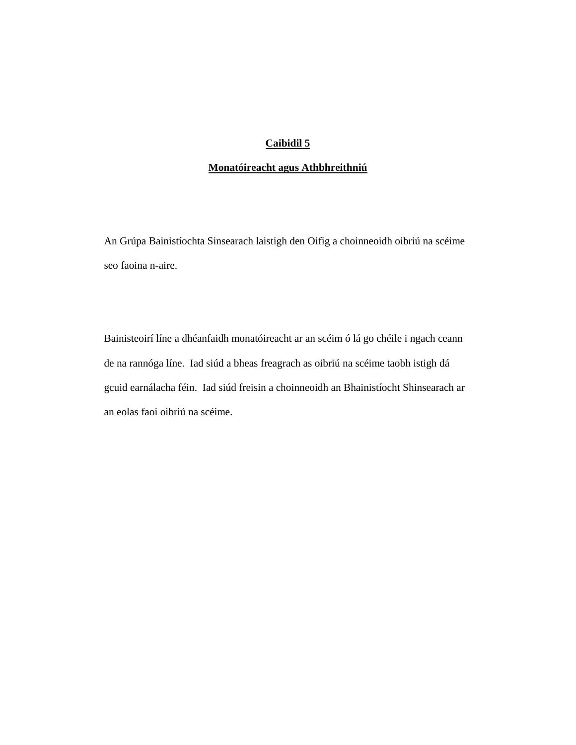# Caibidil 5

## Monatóireacht agus Athbhreithniú

An Grúpa Bainistíochta Sinsearach laistigh den Oifig a choinneoidh oibriú na scéime seo faoina n-aire.

Bainisteoirí líne a dhéanfaidh monatóireacht ar an scéim ó lá go chéile i ngach ceann de na rannóga líne. Iad siúd a bheas freagrach as oibriú na scéime taobh istigh dá gcuid earnálacha féin. Iad siúd freisin a choinneoidh an Bhainistíocht Shinsearach ar an eolas faoi oibriú na scéime.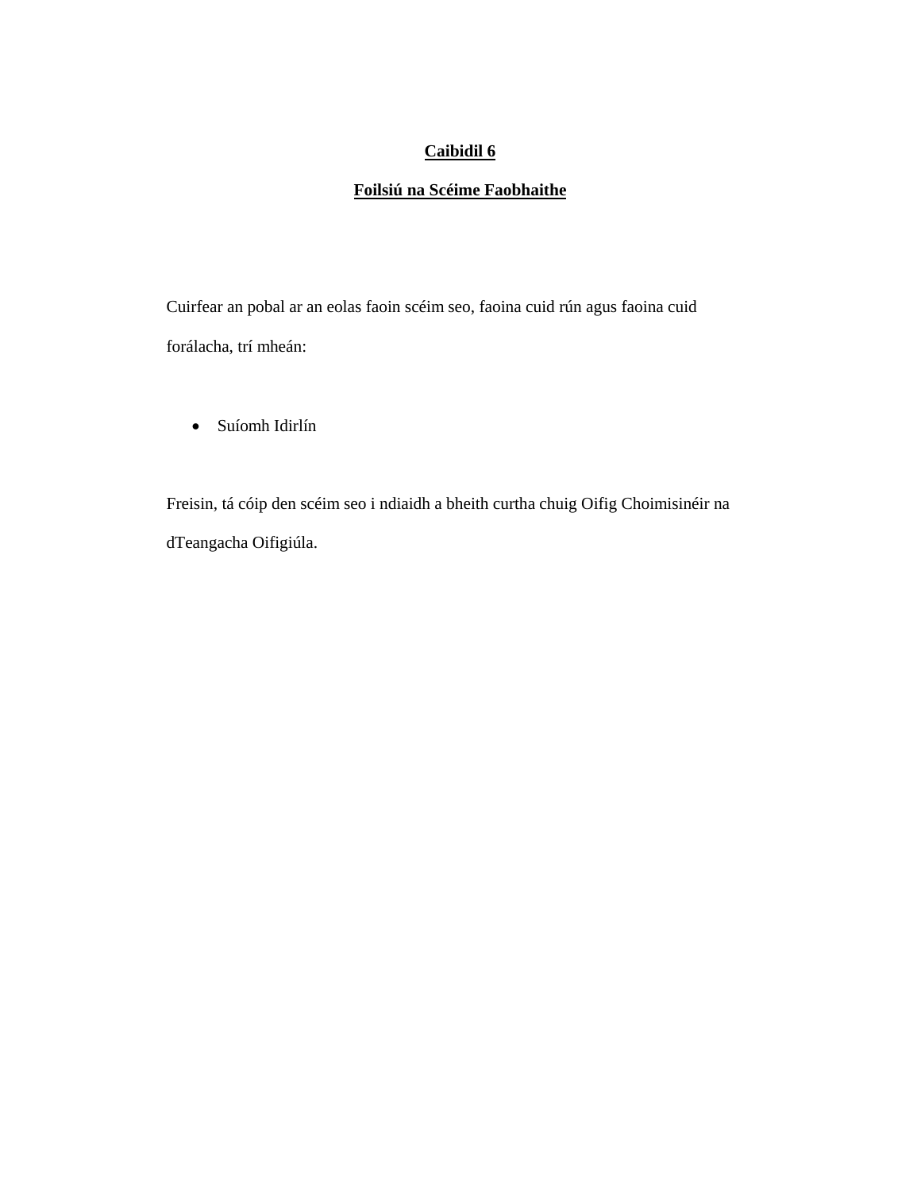## Caibidil 6

## Foilsiú na Scéime Faobhaithe

Cuirfear an pobal ar an eolas faoin scéim seo, faoina cuid rún agus faoina cuid forálacha, trí mheán:

- Suíomh Idirlín

Freisin, tá cóip den scéim seo i ndiaidh a bheith curtha chuig Oifig Choimisinéir na dTeangacha Oifigiúla.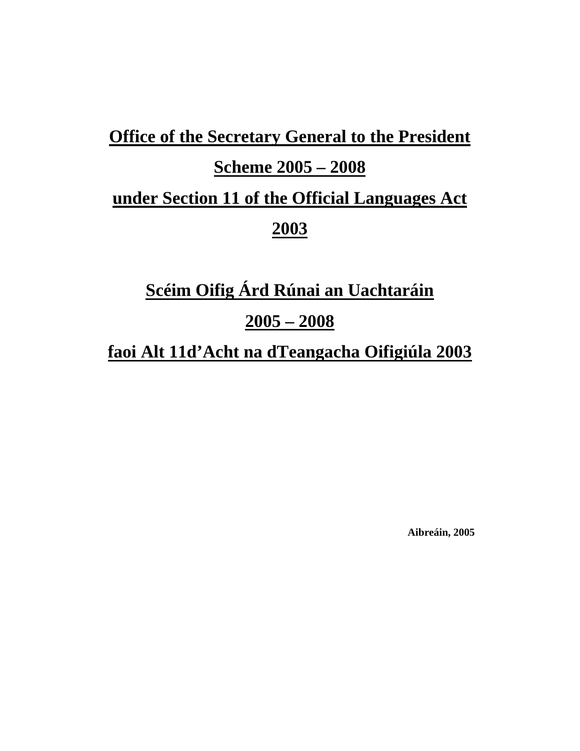# Office of the Secretary General to the President

# Scheme 2005 – 2008

# under Section 11 of the Official Languages Act 2003

# Scéim Oifig Árd Rúnai an Uachtaráin

# 2005 – 2008

# faoi Alt 11d'Acht na dTeangacha Oifigiúla 2003

**Aibreáin, 2005**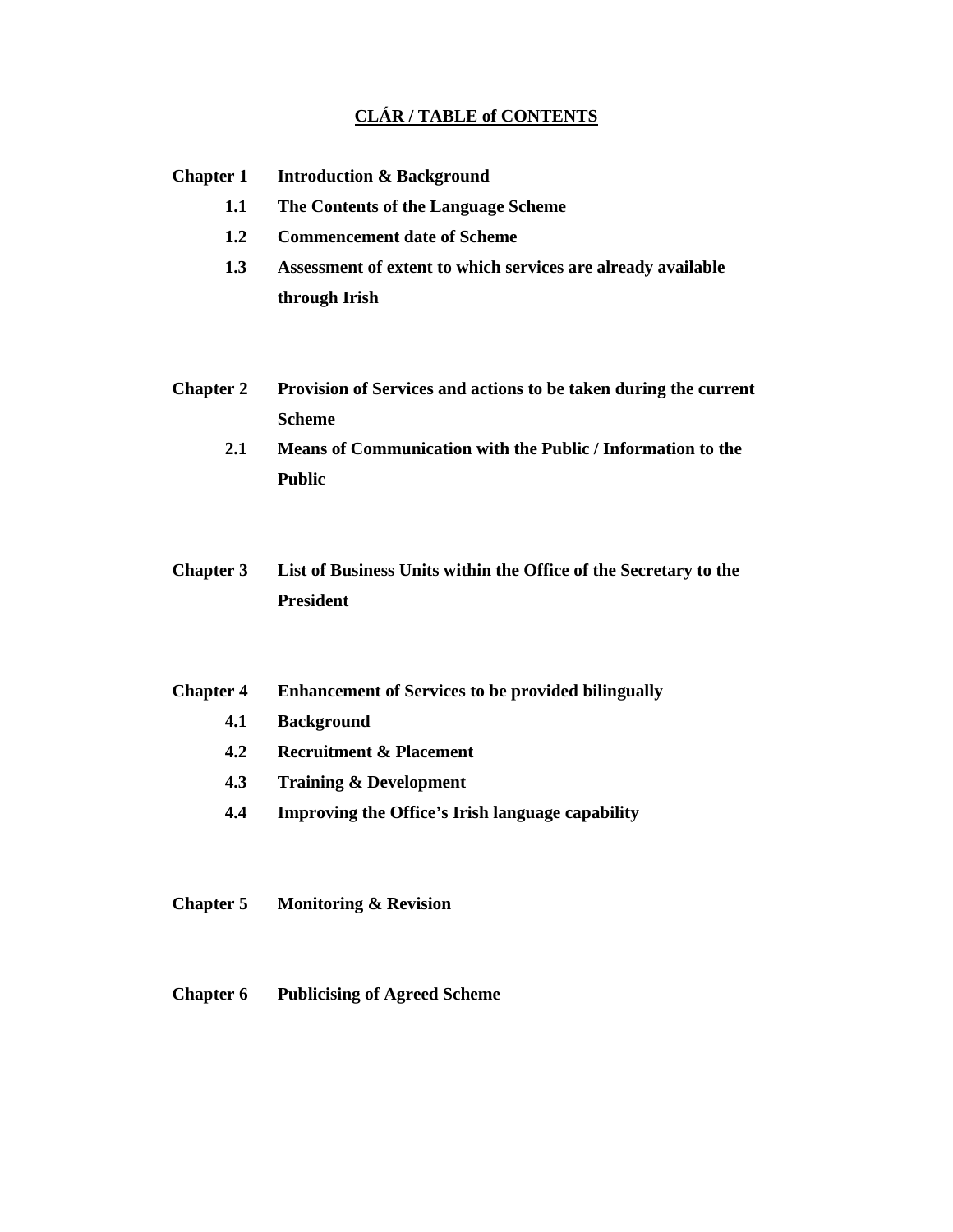## CLÁR / TABLE of CONTENTS

**Chapter 1 Introduction & Background**

- **1.1 The Contents of the Language Scheme**
- **1.2 Commencement date of Scheme**
- **1.3 Assessment of extent to which services are already available through Irish**

**Chapter 2 Provision of Services and actions to be taken during the current Scheme**

- **2.1 Means of Communication with the Public / Information to the Public**

**Chapter 3 List of Business Units within the Office of the Secretary to the President**

**Chapter 4 Enhancement of Services to be provided bilingually**

- **4.1 Background**
- **4.2 Recruitment & Placement**
- **4.3 Training & Development**
- **4.4 Improving the Office's Irish language capability**

**Chapter 5 Monitoring & Revision**

**Chapter 6 Publicising of Agreed Scheme**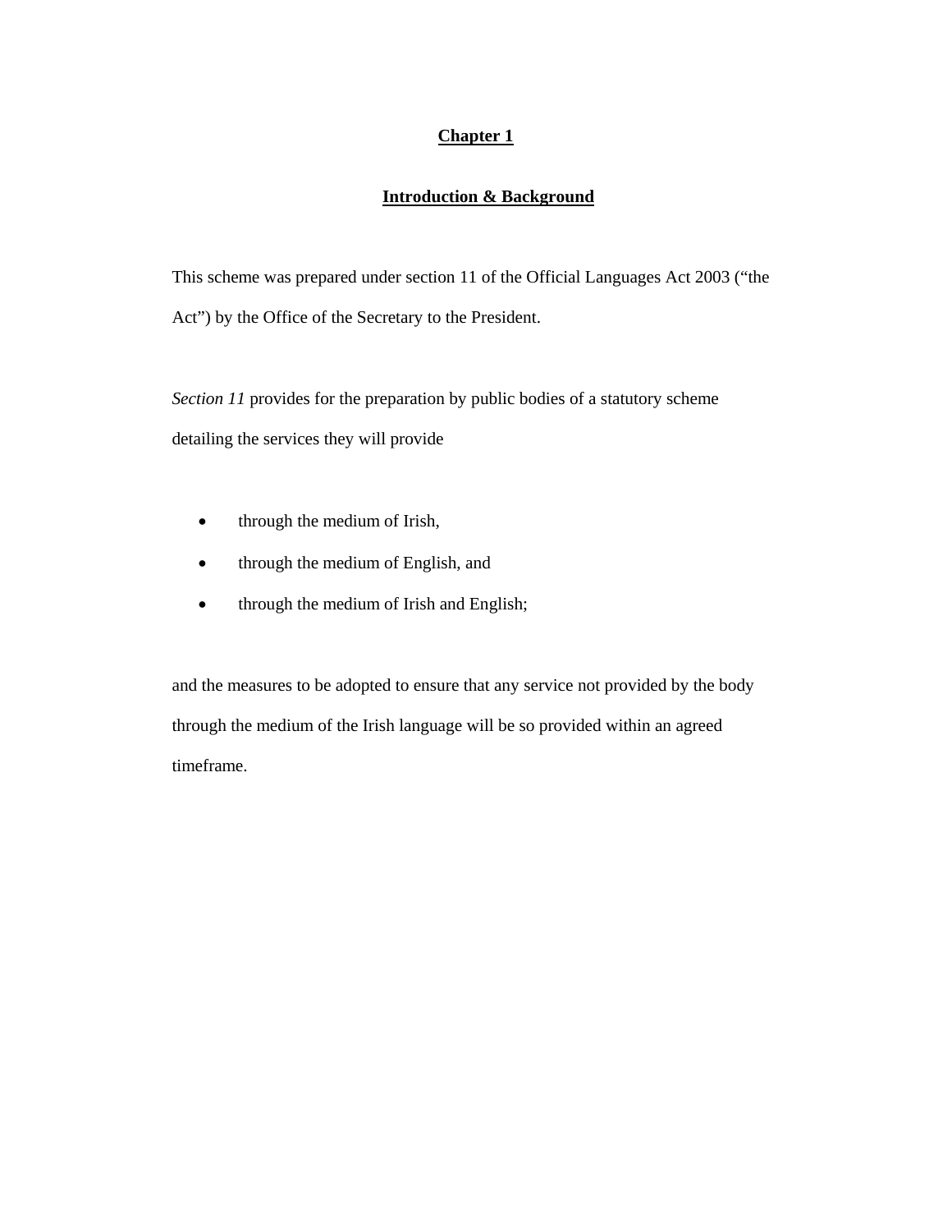# **Chapter 1**

## **Introduction & Background**

This scheme was prepared under section 11 of the Official Languages Act 2003 ("the Act") by the Office of the Secretary to the President.

*Section 11* provides for the preparation by public bodies of a statutory scheme detailing the services they will provide

- through the medium of Irish,
- through the medium of English, and
- through the medium of Irish and English;

and the measures to be adopted to ensure that any service not provided by the body through the medium of the Irish language will be so provided within an agreed timeframe.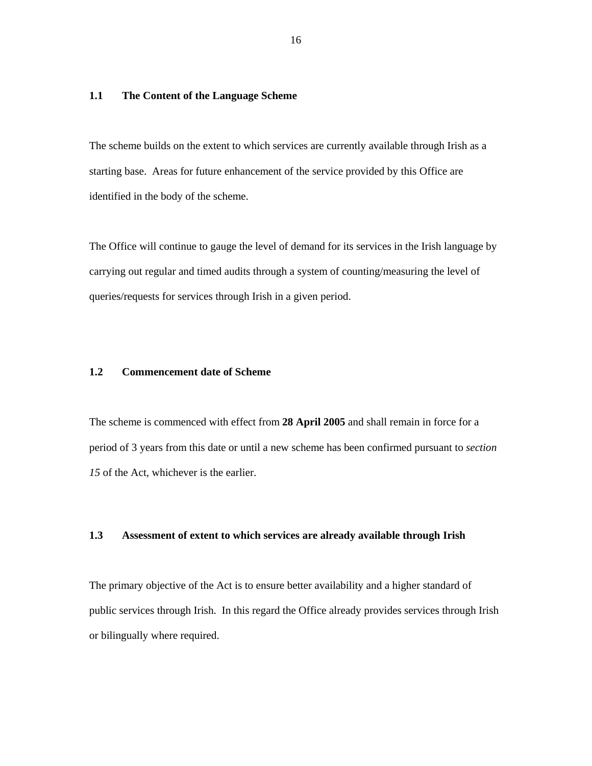### 1.1 The Content of the Language Scheme

The scheme builds on the extent to which services are currently available through Irish as a starting base. Areas for future enhancement of the service provided by this Office are identified in the body of the scheme.

The Office will continue to gauge the level of demand for its services in the Irish language by carrying out regular and timed audits through a system of counting/measuring the level of queries/requests for services through Irish in a given period.

### 1.2 Commencement date of Scheme

The scheme is commenced with effect from **28 April 2005** and shall remain in force for a period of 3 years from this date or until a new scheme has been confirmed pursuant to *section 15* of the Act, whichever is the earlier.

### 1.3 Assessment of extent to which services are already available through Irish

The primary objective of the Act is to ensure better availability and a higher standard of public services through Irish. In this regard the Office already provides services through Irish or bilingually where required.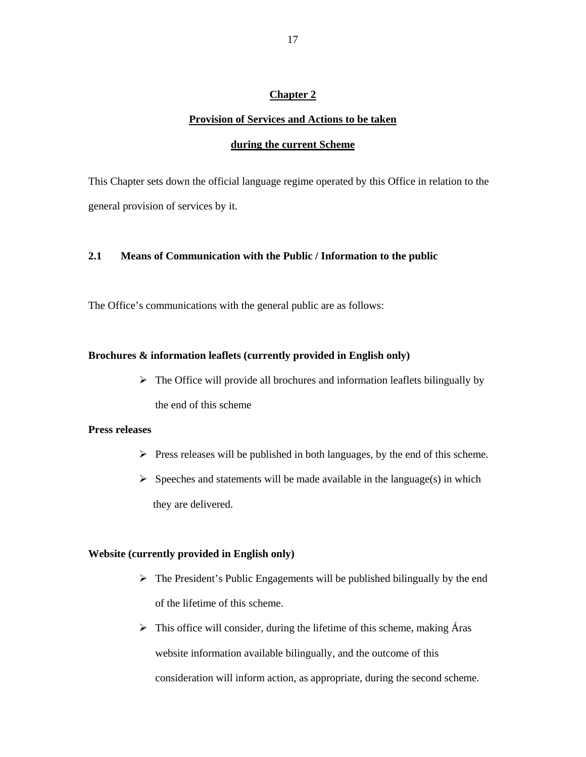# Chapter 2

## Provision of Services and Actions to be taken during the current Scheme

This Chapter sets down the official language regime operated by this Office in relation to the general provision of services by it.

### 2.1 Means of Communication with the Public / Information to the public

The Office's communications with the general public are as follows:

**Brochures & information leaflets (currently provided in English only)**

- The Office will provide all brochures and information leaflets bilingually by the end of this scheme

**Press releases**

- Press releases will be published in both languages, by the end of this scheme.
- Speeches and statements will be made available in the language(s) in which they are delivered.

**Website (currently provided in English only)**

- The President's Public Engagements will be published bilingually by the end of the lifetime of this scheme.
- This office will consider, during the lifetime of this scheme, making Áras website information available bilingually, and the outcome of this consideration will inform action, as appropriate, during the second scheme.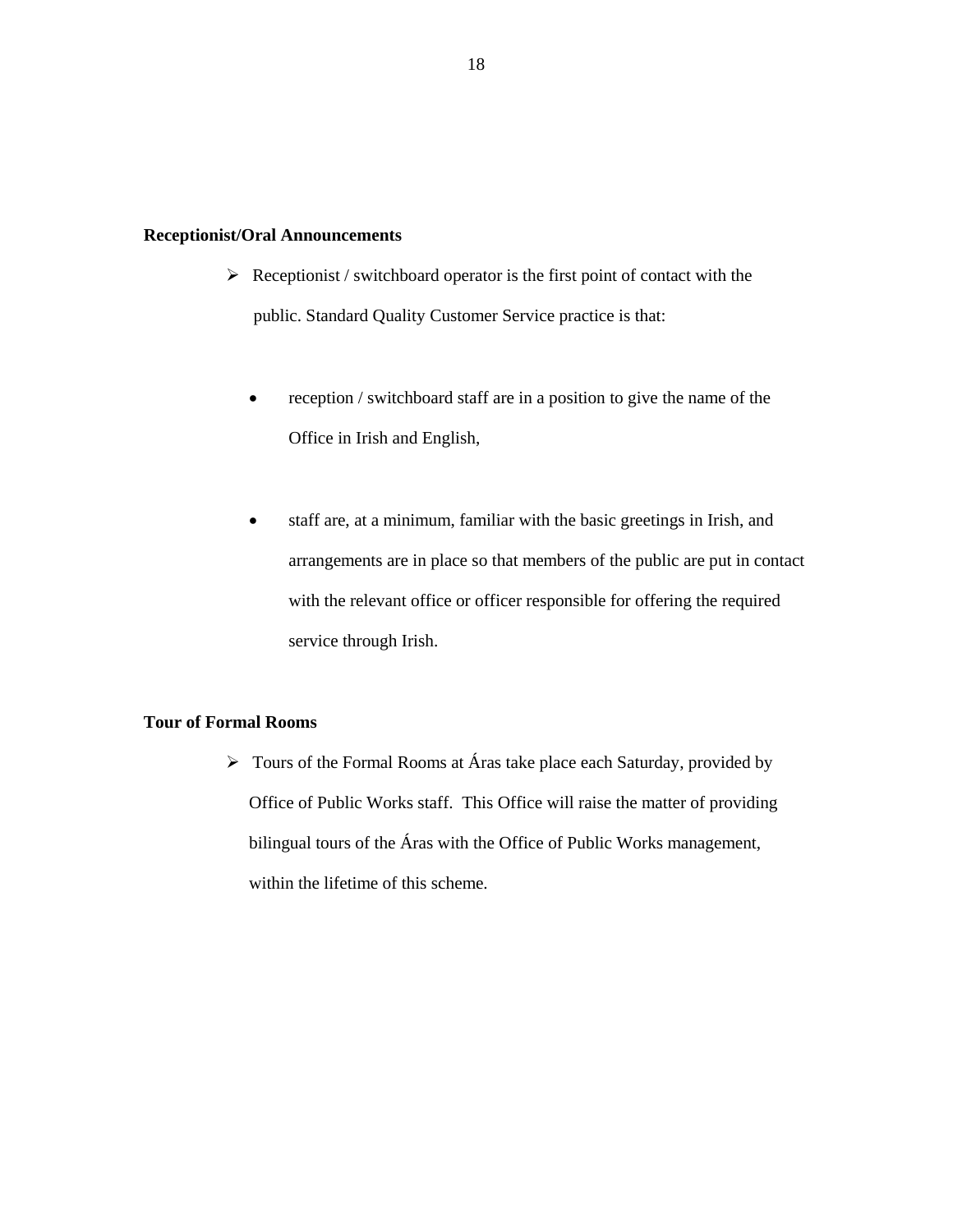**Receptionist/Oral Announcements**

- Receptionist / switchboard operator is the first point of contact with the public. Standard Quality Customer Service practice is that:

  - reception / switchboard staff are in a position to give the name of the Office in Irish and English,

  - staff are, at a minimum, familiar with the basic greetings in Irish, and arrangements are in place so that members of the public are put in contact with the relevant office or officer responsible for offering the required service through Irish.

**Tour of Formal Rooms**

- Tours of the Formal Rooms at Áras take place each Saturday, provided by Office of Public Works staff. This Office will raise the matter of providing bilingual tours of the Áras with the Office of Public Works management, within the lifetime of this scheme.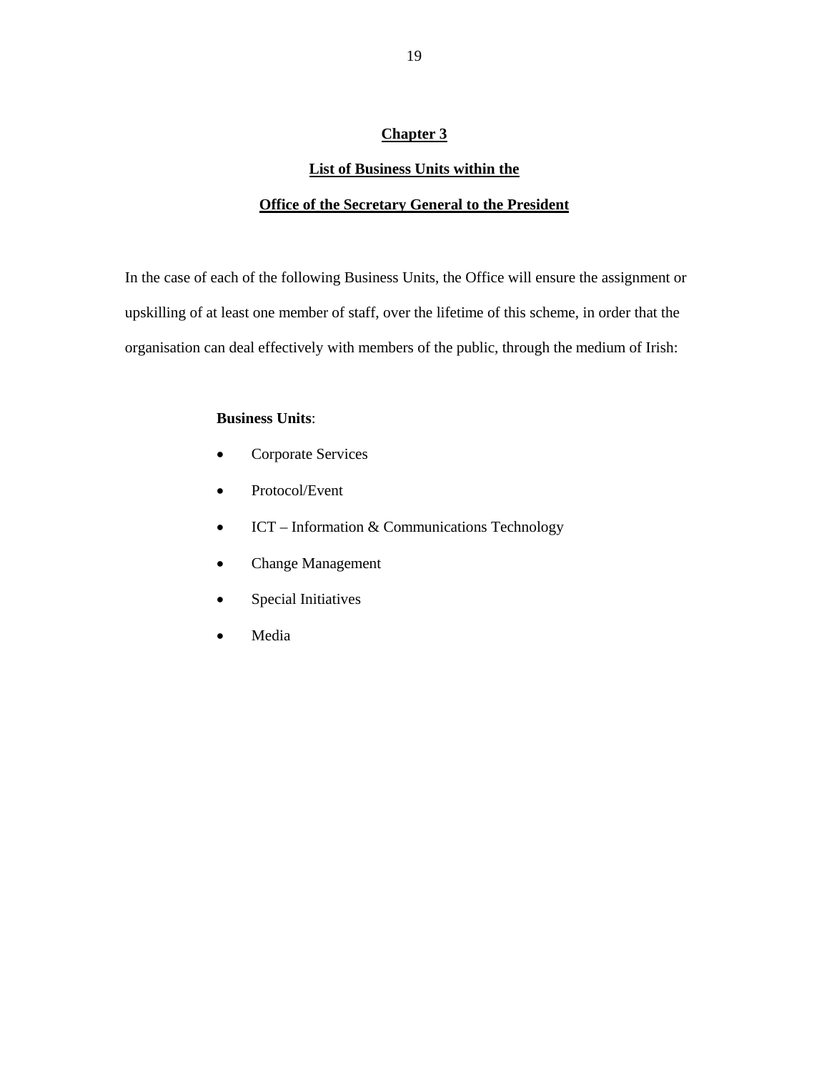# Chapter 3

## List of Business Units within the

## Office of the Secretary General to the President

In the case of each of the following Business Units, the Office will ensure the assignment or upskilling of at least one member of staff, over the lifetime of this scheme, in order that the organisation can deal effectively with members of the public, through the medium of Irish:

**Business Units**:

- Corporate Services
- Protocol/Event
- ICT – Information & Communications Technology
- Change Management
- Special Initiatives
- Media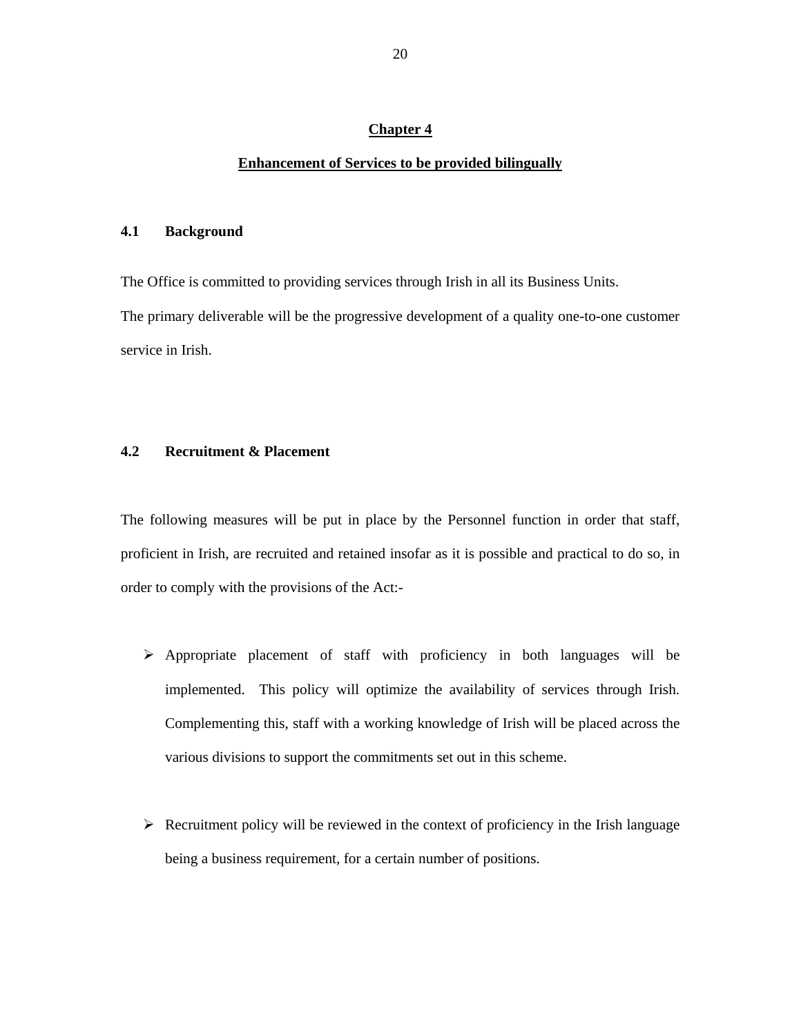# Chapter 4

## Enhancement of Services to be provided bilingually

### 4.1 Background

The Office is committed to providing services through Irish in all its Business Units.
The primary deliverable will be the progressive development of a quality one-to-one customer service in Irish.

### 4.2 Recruitment & Placement

The following measures will be put in place by the Personnel function in order that staff, proficient in Irish, are recruited and retained insofar as it is possible and practical to do so, in order to comply with the provisions of the Act:-

- Appropriate placement of staff with proficiency in both languages will be implemented. This policy will optimize the availability of services through Irish. Complementing this, staff with a working knowledge of Irish will be placed across the various divisions to support the commitments set out in this scheme.

- Recruitment policy will be reviewed in the context of proficiency in the Irish language being a business requirement, for a certain number of positions.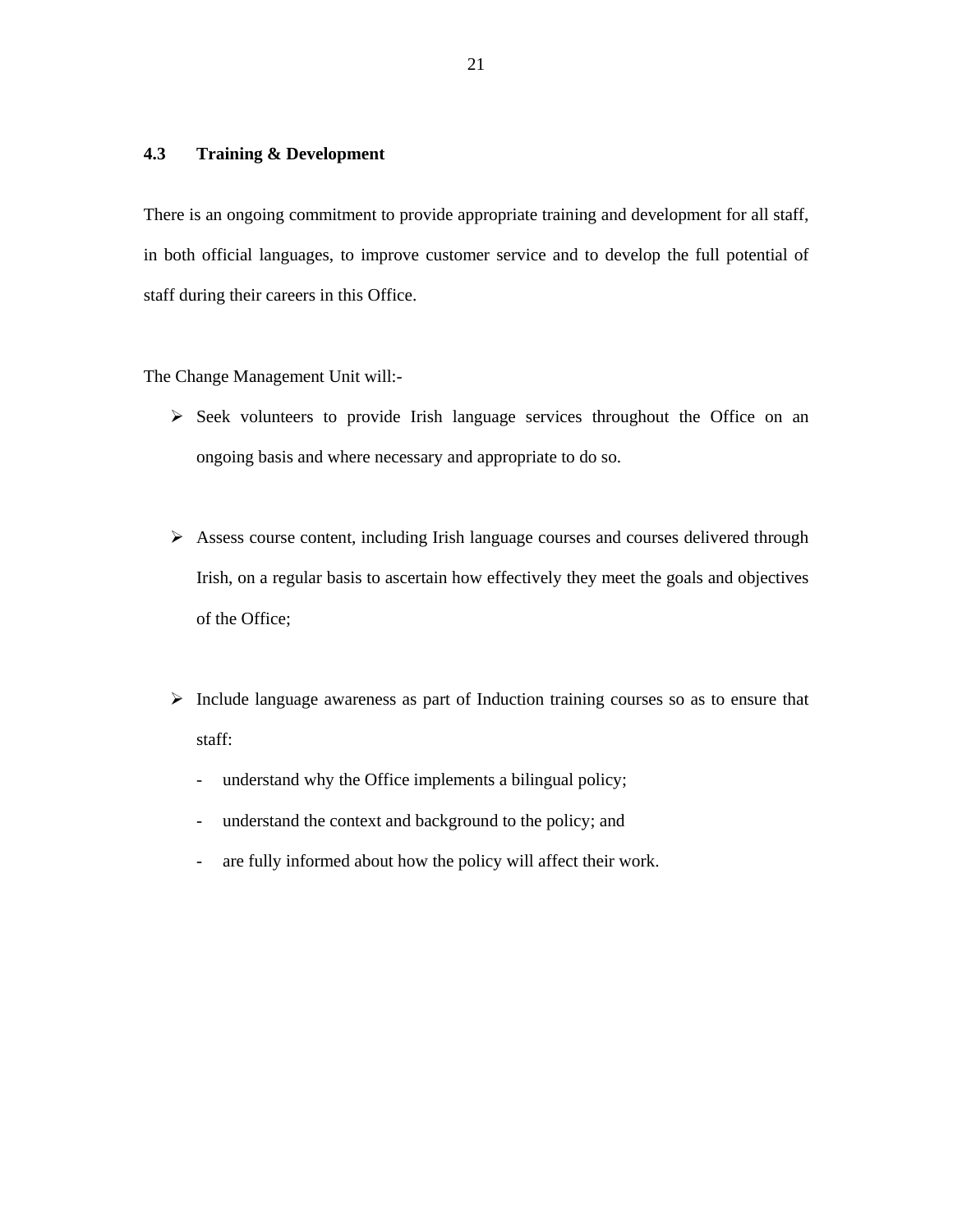### 4.3 Training & Development

There is an ongoing commitment to provide appropriate training and development for all staff, in both official languages, to improve customer service and to develop the full potential of staff during their careers in this Office.

The Change Management Unit will:-

- Seek volunteers to provide Irish language services throughout the Office on an ongoing basis and where necessary and appropriate to do so.

- Assess course content, including Irish language courses and courses delivered through Irish, on a regular basis to ascertain how effectively they meet the goals and objectives of the Office;

- Include language awareness as part of Induction training courses so as to ensure that staff:
  - understand why the Office implements a bilingual policy;
  - understand the context and background to the policy; and
  - are fully informed about how the policy will affect their work.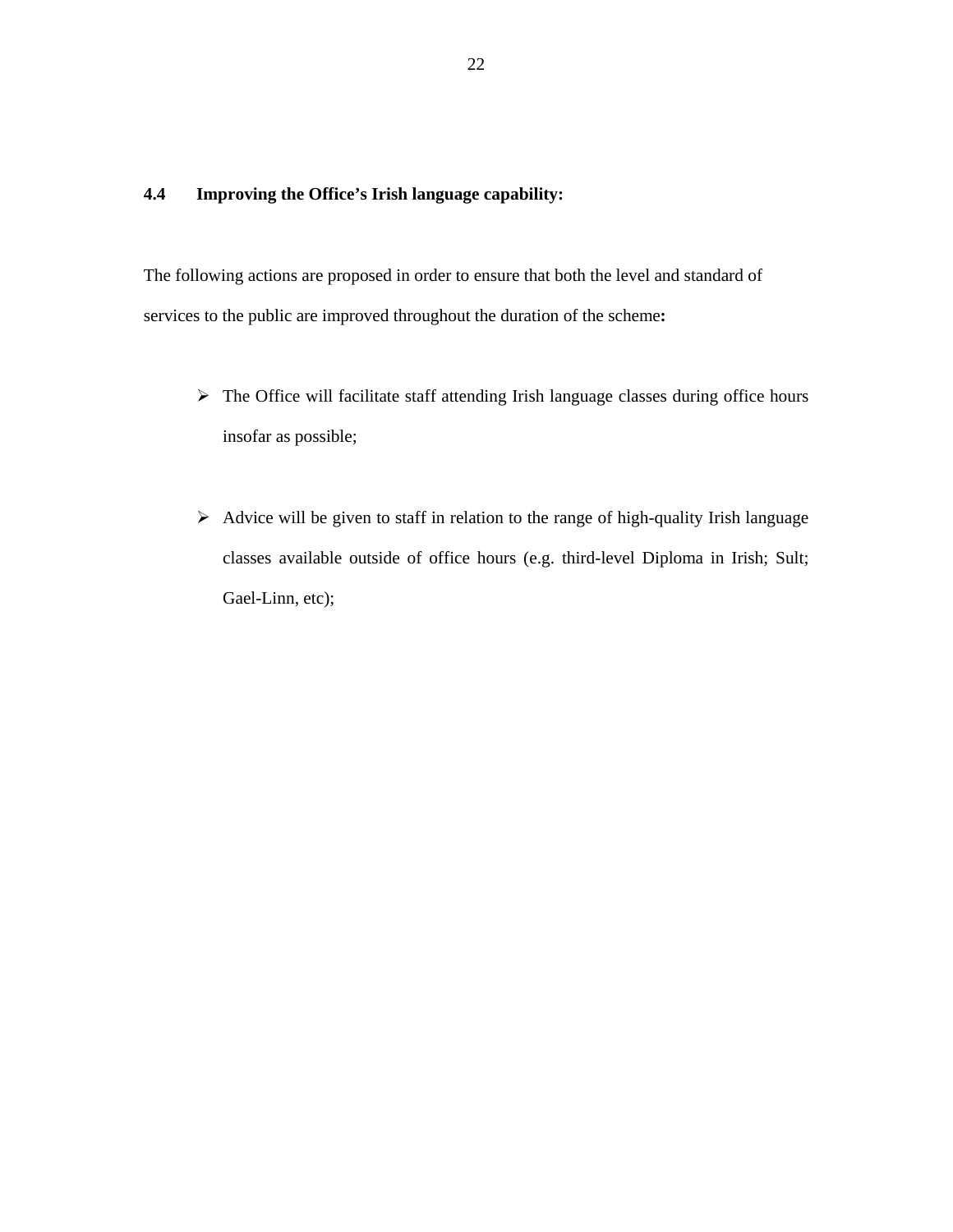## 4.4 Improving the Office's Irish language capability:

The following actions are proposed in order to ensure that both the level and standard of services to the public are improved throughout the duration of the scheme**:**

- The Office will facilitate staff attending Irish language classes during office hours insofar as possible;

- Advice will be given to staff in relation to the range of high-quality Irish language classes available outside of office hours (e.g. third-level Diploma in Irish; Sult; Gael-Linn, etc);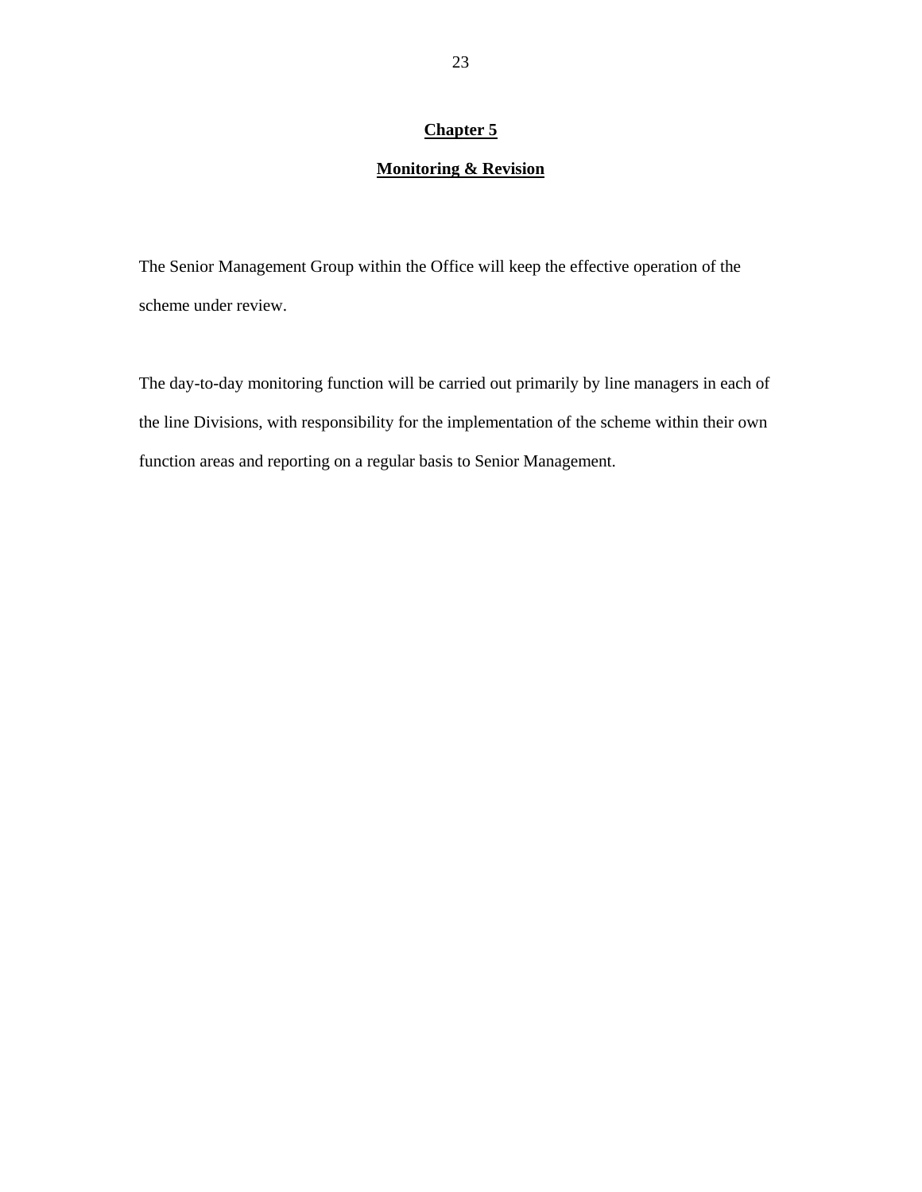# Chapter 5

## Monitoring & Revision

The Senior Management Group within the Office will keep the effective operation of the scheme under review.

The day-to-day monitoring function will be carried out primarily by line managers in each of the line Divisions, with responsibility for the implementation of the scheme within their own function areas and reporting on a regular basis to Senior Management.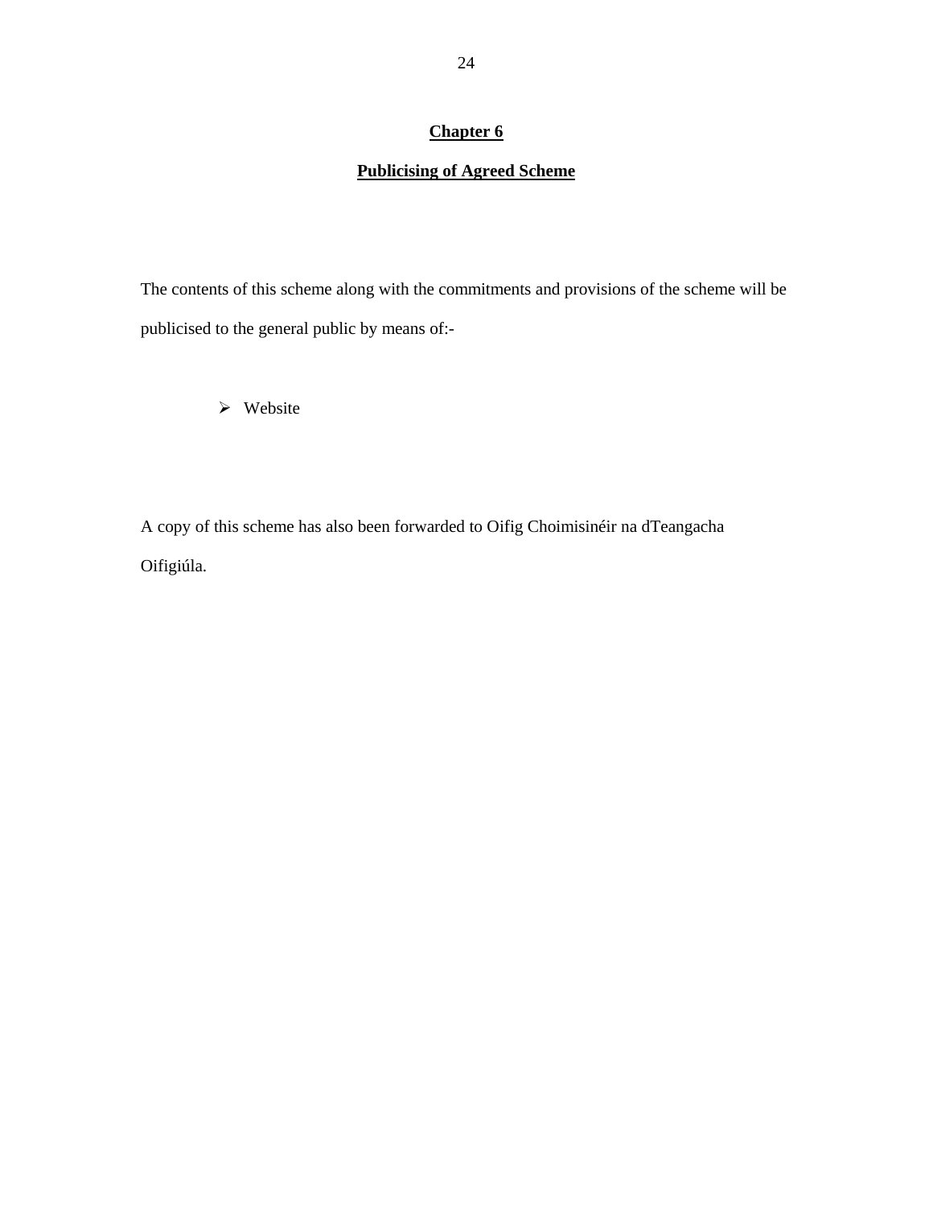## Chapter 6

## Publicising of Agreed Scheme

The contents of this scheme along with the commitments and provisions of the scheme will be publicised to the general public by means of:-

- Website

A copy of this scheme has also been forwarded to Oifig Choimisinéir na dTeangacha Oifigiúla.